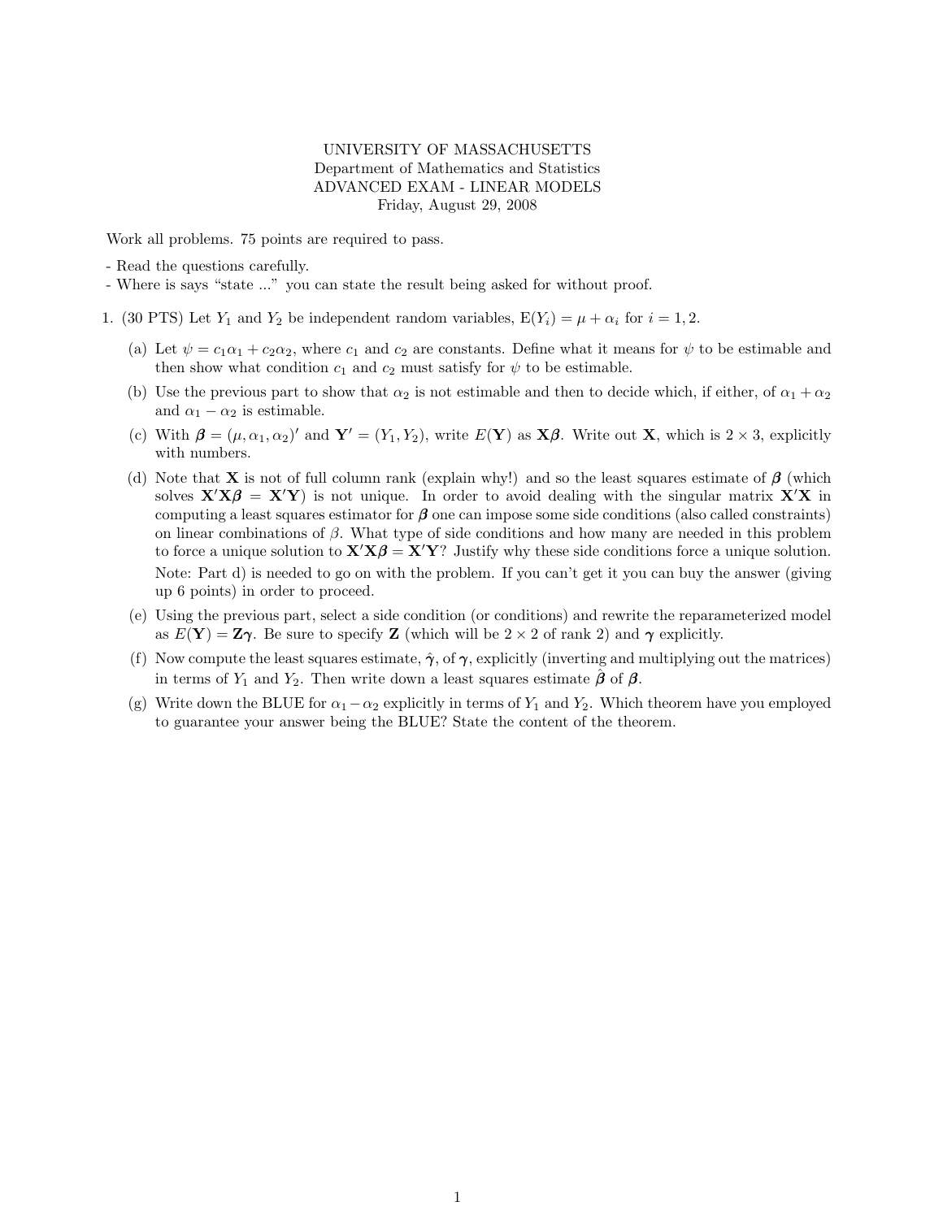UNIVERSITY OF MASSACHUSETTS
Department of Mathematics and Statistics
ADVANCED EXAM - LINEAR MODELS
Friday, August 29, 2008

Work all problems. 75 points are required to pass.

- Read the questions carefully.
- Where is says "state ..." you can state the result being asked for without proof.

1. (30 PTS) Let $Y_1$ and $Y_2$ be independent random variables, $\mathrm{E}(Y_i) = \mu + \alpha_i$ for $i = 1, 2$.

   (a) Let $\psi = c_1\alpha_1 + c_2\alpha_2$, where $c_1$ and $c_2$ are constants. Define what it means for $\psi$ to be estimable and then show what condition $c_1$ and $c_2$ must satisfy for $\psi$ to be estimable.

   (b) Use the previous part to show that $\alpha_2$ is not estimable and then to decide which, if either, of $\alpha_1 + \alpha_2$ and $\alpha_1 - \alpha_2$ is estimable.

   (c) With $\boldsymbol{\beta} = (\mu, \alpha_1, \alpha_2)'$ and $\mathbf{Y}' = (Y_1, Y_2)$, write $E(\mathbf{Y})$ as $\mathbf{X}\boldsymbol{\beta}$. Write out $\mathbf{X}$, which is $2 \times 3$, explicitly with numbers.

   (d) Note that $\mathbf{X}$ is not of full column rank (explain why!) and so the least squares estimate of $\boldsymbol{\beta}$ (which solves $\mathbf{X}'\mathbf{X}\boldsymbol{\beta} = \mathbf{X}'\mathbf{Y}$) is not unique. In order to avoid dealing with the singular matrix $\mathbf{X}'\mathbf{X}$ in computing a least squares estimator for $\boldsymbol{\beta}$ one can impose some side conditions (also called constraints) on linear combinations of $\beta$. What type of side conditions and how many are needed in this problem to force a unique solution to $\mathbf{X}'\mathbf{X}\boldsymbol{\beta} = \mathbf{X}'\mathbf{Y}$? Justify why these side conditions force a unique solution.

   Note: Part d) is needed to go on with the problem. If you can't get it you can buy the answer (giving up 6 points) in order to proceed.

   (e) Using the previous part, select a side condition (or conditions) and rewrite the reparameterized model as $E(\mathbf{Y}) = \mathbf{Z}\boldsymbol{\gamma}$. Be sure to specify $\mathbf{Z}$ (which will be $2 \times 2$ of rank 2) and $\boldsymbol{\gamma}$ explicitly.

   (f) Now compute the least squares estimate, $\hat{\boldsymbol{\gamma}}$, of $\boldsymbol{\gamma}$, explicitly (inverting and multiplying out the matrices) in terms of $Y_1$ and $Y_2$. Then write down a least squares estimate $\hat{\boldsymbol{\beta}}$ of $\boldsymbol{\beta}$.

   (g) Write down the BLUE for $\alpha_1 - \alpha_2$ explicitly in terms of $Y_1$ and $Y_2$. Which theorem have you employed to guarantee your answer being the BLUE? State the content of the theorem.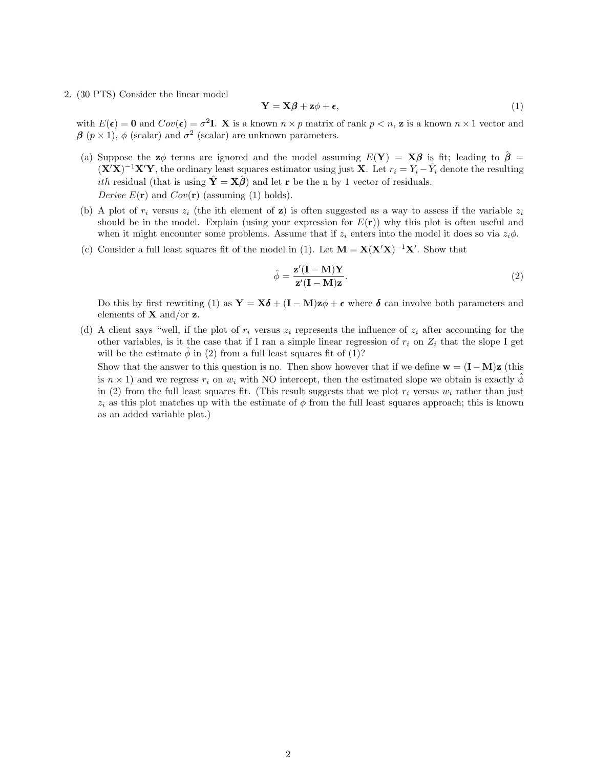2. (30 PTS) Consider the linear model

$$\mathbf{Y} = \mathbf{X}\boldsymbol{\beta} + \mathbf{z}\phi + \boldsymbol{\epsilon}, \tag{1}$$

with $E(\boldsymbol{\epsilon}) = \mathbf{0}$ and $Cov(\boldsymbol{\epsilon}) = \sigma^2\mathbf{I}$. $\mathbf{X}$ is a known $n \times p$ matrix of rank $p < n$, $\mathbf{z}$ is a known $n \times 1$ vector and $\boldsymbol{\beta}$ ($p \times 1$), $\phi$ (scalar) and $\sigma^2$ (scalar) are unknown parameters.

(a) Suppose the $\mathbf{z}\phi$ terms are ignored and the model assuming $E(\mathbf{Y}) = \mathbf{X}\boldsymbol{\beta}$ is fit; leading to $\hat{\boldsymbol{\beta}} = (\mathbf{X}'\mathbf{X})^{-1}\mathbf{X}'\mathbf{Y}$, the ordinary least squares estimator using just $\mathbf{X}$. Let $r_i = Y_i - \hat{Y}_i$ denote the resulting *ith* residual (that is using $\hat{\mathbf{Y}} = \mathbf{X}\hat{\boldsymbol{\beta}}$) and let $\mathbf{r}$ be the n by 1 vector of residuals.
*Derive* $E(\mathbf{r})$ and $Cov(\mathbf{r})$ (assuming (1) holds).

(b) A plot of $r_i$ versus $z_i$ (the ith element of $\mathbf{z}$) is often suggested as a way to assess if the variable $z_i$ should be in the model. Explain (using your expression for $E(\mathbf{r})$) why this plot is often useful and when it might encounter some problems. Assume that if $z_i$ enters into the model it does so via $z_i\phi$.

(c) Consider a full least squares fit of the model in (1). Let $\mathbf{M} = \mathbf{X}(\mathbf{X}'\mathbf{X})^{-1}\mathbf{X}'$. Show that

$$\hat{\phi} = \frac{\mathbf{z}'(\mathbf{I} - \mathbf{M})\mathbf{Y}}{\mathbf{z}'(\mathbf{I} - \mathbf{M})\mathbf{z}}. \tag{2}$$

Do this by first rewriting (1) as $\mathbf{Y} = \mathbf{X}\boldsymbol{\delta} + (\mathbf{I} - \mathbf{M})\mathbf{z}\phi + \boldsymbol{\epsilon}$ where $\boldsymbol{\delta}$ can involve both parameters and elements of $\mathbf{X}$ and/or $\mathbf{z}$.

(d) A client says "well, if the plot of $r_i$ versus $z_i$ represents the influence of $z_i$ after accounting for the other variables, is it the case that if I ran a simple linear regression of $r_i$ on $Z_i$ that the slope I get will be the estimate $\hat{\phi}$ in (2) from a full least squares fit of (1)?
Show that the answer to this question is no. Then show however that if we define $\mathbf{w} = (\mathbf{I} - \mathbf{M})\mathbf{z}$ (this is $n \times 1$) and we regress $r_i$ on $w_i$ with NO intercept, then the estimated slope we obtain is exactly $\hat{\phi}$ in (2) from the full least squares fit. (This result suggests that we plot $r_i$ versus $w_i$ rather than just $z_i$ as this plot matches up with the estimate of $\phi$ from the full least squares approach; this is known as an added variable plot.)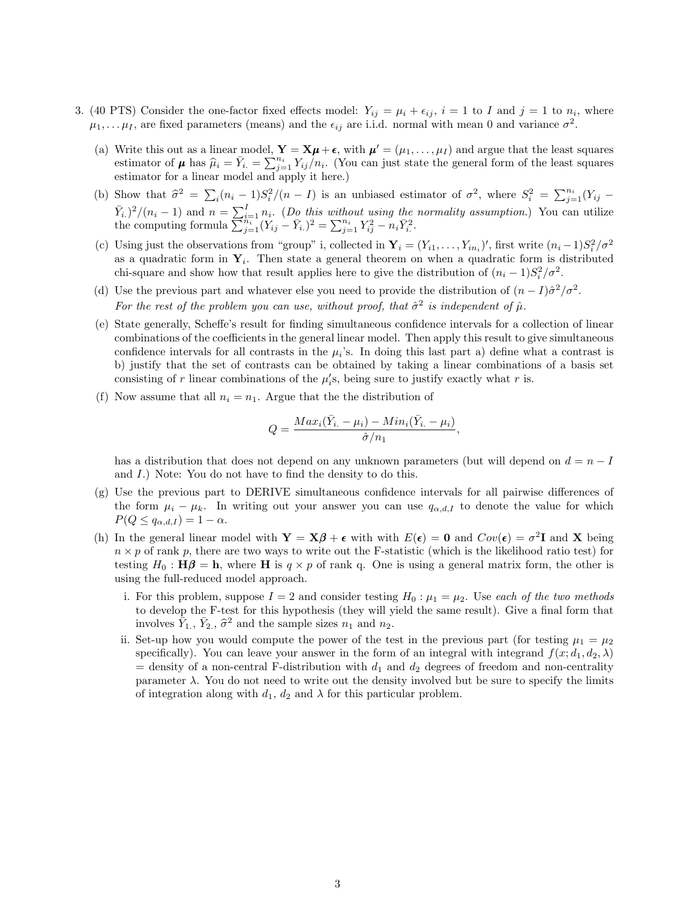3. (40 PTS) Consider the one-factor fixed effects model: $Y_{ij} = \mu_i + \epsilon_{ij}$, $i = 1$ to $I$ and $j = 1$ to $n_i$, where $\mu_1, \ldots \mu_I$, are fixed parameters (means) and the $\epsilon_{ij}$ are i.i.d. normal with mean 0 and variance $\sigma^2$.

   (a) Write this out as a linear model, $\mathbf{Y} = \mathbf{X}\boldsymbol{\mu} + \boldsymbol{\epsilon}$, with $\boldsymbol{\mu}' = (\mu_1, \ldots, \mu_I)$ and argue that the least squares estimator of $\boldsymbol{\mu}$ has $\widehat{\mu}_i = \bar{Y}_{i.} = \sum_{j=1}^{n_i} Y_{ij}/n_i$. (You can just state the general form of the least squares estimator for a linear model and apply it here.)

   (b) Show that $\widehat{\sigma}^2 = \sum_i (n_i - 1)S_i^2/(n - I)$ is an unbiased estimator of $\sigma^2$, where $S_i^2 = \sum_{j=1}^{n_i}(Y_{ij} - \bar{Y}_{i.})^2/(n_i - 1)$ and $n = \sum_{i=1}^{I} n_i$. (*Do this without using the normality assumption.*) You can utilize the computing formula $\sum_{j=1}^{n_i}(Y_{ij} - \bar{Y}_{i.})^2 = \sum_{j=1}^{n_i} Y_{ij}^2 - n_i\bar{Y}_{i.}^2$.

   (c) Using just the observations from "group" i, collected in $\mathbf{Y}_i = (Y_{i1}, \ldots, Y_{in_i})'$, first write $(n_i - 1)S_i^2/\sigma^2$ as a quadratic form in $\mathbf{Y}_i$. Then state a general theorem on when a quadratic form is distributed chi-square and show how that result applies here to give the distribution of $(n_i - 1)S_i^2/\sigma^2$.

   (d) Use the previous part and whatever else you need to provide the distribution of $(n - I)\hat{\sigma}^2/\sigma^2$.
   *For the rest of the problem you can use, without proof, that $\hat{\sigma}^2$ is independent of $\hat{\mu}$.*

   (e) State generally, Scheffe's result for finding simultaneous confidence intervals for a collection of linear combinations of the coefficients in the general linear model. Then apply this result to give simultaneous confidence intervals for all contrasts in the $\mu_i$'s. In doing this last part a) define what a contrast is b) justify that the set of contrasts can be obtained by taking a linear combinations of a basis set consisting of $r$ linear combinations of the $\mu_i'$s, being sure to justify exactly what $r$ is.

   (f) Now assume that all $n_i = n_1$. Argue that the the distribution of

   $$Q = \frac{Max_i(\bar{Y}_{i.} - \mu_i) - Min_i(\bar{Y}_{i.} - \mu_i)}{\hat{\sigma}/n_1},$$

   has a distribution that does not depend on any unknown parameters (but will depend on $d = n - I$ and $I$.) Note: You do not have to find the density to do this.

   (g) Use the previous part to DERIVE simultaneous confidence intervals for all pairwise differences of the form $\mu_i - \mu_k$. In writing out your answer you can use $q_{\alpha,d,I}$ to denote the value for which $P(Q \leq q_{\alpha,d,I}) = 1 - \alpha$.

   (h) In the general linear model with $\mathbf{Y} = \mathbf{X}\boldsymbol{\beta} + \boldsymbol{\epsilon}$ with with $E(\boldsymbol{\epsilon}) = \mathbf{0}$ and $Cov(\boldsymbol{\epsilon}) = \sigma^2\mathbf{I}$ and $\mathbf{X}$ being $n \times p$ of rank $p$, there are two ways to write out the F-statistic (which is the likelihood ratio test) for testing $H_0 : \mathbf{H}\boldsymbol{\beta} = \mathbf{h}$, where $\mathbf{H}$ is $q \times p$ of rank q. One is using a general matrix form, the other is using the full-reduced model approach.

      i. For this problem, suppose $I = 2$ and consider testing $H_0 : \mu_1 = \mu_2$. Use *each of the two methods* to develop the F-test for this hypothesis (they will yield the same result). Give a final form that involves $\bar{Y}_{1.}$, $\bar{Y}_{2.}$, $\widehat{\sigma}^2$ and the sample sizes $n_1$ and $n_2$.

      ii. Set-up how you would compute the power of the test in the previous part (for testing $\mu_1 = \mu_2$ specifically). You can leave your answer in the form of an integral with integrand $f(x; d_1, d_2, \lambda)$ = density of a non-central F-distribution with $d_1$ and $d_2$ degrees of freedom and non-centrality parameter $\lambda$. You do not need to write out the density involved but be sure to specify the limits of integration along with $d_1$, $d_2$ and $\lambda$ for this particular problem.